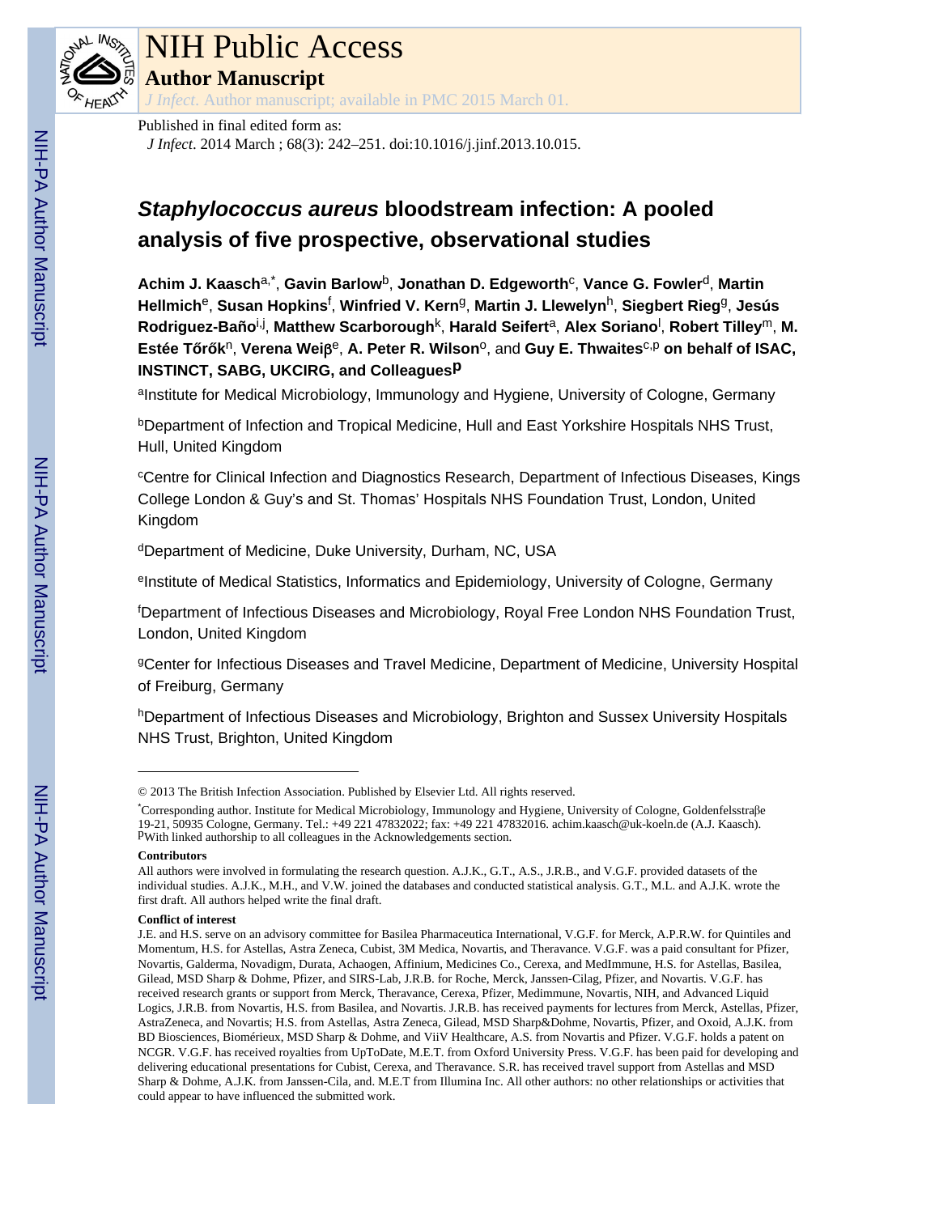NIH Public Access

**Author Manuscript**

*J Infect*. Author manuscript; available in PMC 2015 March 01.

Published in final edited form as:

*J Infect*. 2014 March ; 68(3): 242–251. doi:10.1016/j.jinf.2013.10.015.

# *Staphylococcus aureus* bloodstream infection: A pooled analysis of five prospective, observational studies

**Achim J. Kaasch**[a,*], **Gavin Barlow**[b], **Jonathan D. Edgeworth**[c], **Vance G. Fowler**[d], **Martin Hellmich**[e], **Susan Hopkins**[f], **Winfried V. Kern**[g], **Martin J. Llewelyn**[h], **Siegbert Rieg**[g], **Jesús Rodriguez-Baño**[i,j], **Matthew Scarborough**[k], **Harald Seifert**[a], **Alex Soriano**[l], **Robert Tilley**[m], **M. Estée Tőrők**[n], **Verena Weiβ**[e], **A. Peter R. Wilson**[o], and **Guy E. Thwaites**[c,p] **on behalf of ISAC, INSTINCT, SABG, UKCIRG, and Colleagues**[p]

[a]Institute for Medical Microbiology, Immunology and Hygiene, University of Cologne, Germany

[b]Department of Infection and Tropical Medicine, Hull and East Yorkshire Hospitals NHS Trust, Hull, United Kingdom

[c]Centre for Clinical Infection and Diagnostics Research, Department of Infectious Diseases, Kings College London & Guy's and St. Thomas' Hospitals NHS Foundation Trust, London, United Kingdom

[d]Department of Medicine, Duke University, Durham, NC, USA

[e]Institute of Medical Statistics, Informatics and Epidemiology, University of Cologne, Germany

[f]Department of Infectious Diseases and Microbiology, Royal Free London NHS Foundation Trust, London, United Kingdom

[g]Center for Infectious Diseases and Travel Medicine, Department of Medicine, University Hospital of Freiburg, Germany

[h]Department of Infectious Diseases and Microbiology, Brighton and Sussex University Hospitals NHS Trust, Brighton, United Kingdom

---

© 2013 The British Infection Association. Published by Elsevier Ltd. All rights reserved.

*Corresponding author. Institute for Medical Microbiology, Immunology and Hygiene, University of Cologne, Goldenfelsstraβe 19-21, 50935 Cologne, Germany. Tel.: +49 221 47832022; fax: +49 221 47832016. achim.kaasch@uk-koeln.de (A.J. Kaasch).

[p]With linked authorship to all colleagues in the Acknowledgements section.

**Contributors**

All authors were involved in formulating the research question. A.J.K., G.T., A.S., J.R.B., and V.G.F. provided datasets of the individual studies. A.J.K., M.H., and V.W. joined the databases and conducted statistical analysis. G.T., M.L. and A.J.K. wrote the first draft. All authors helped write the final draft.

**Conflict of interest**

J.E. and H.S. serve on an advisory committee for Basilea Pharmaceutica International, V.G.F. for Merck, A.P.R.W. for Quintiles and Momentum, H.S. for Astellas, Astra Zeneca, Cubist, 3M Medica, Novartis, and Theravance. V.G.F. was a paid consultant for Pfizer, Novartis, Galderma, Novadigm, Durata, Achaogen, Affinium, Medicines Co., Cerexa, and MedImmune, H.S. for Astellas, Basilea, Gilead, MSD Sharp & Dohme, Pfizer, and SIRS-Lab, J.R.B. for Roche, Merck, Janssen-Cilag, Pfizer, and Novartis. V.G.F. has received research grants or support from Merck, Theravance, Cerexa, Pfizer, Medimmune, Novartis, NIH, and Advanced Liquid Logics, J.R.B. from Novartis, H.S. from Basilea, and Novartis. J.R.B. has received payments for lectures from Merck, Astellas, Pfizer, AstraZeneca, and Novartis; H.S. from Astellas, Astra Zeneca, Gilead, MSD Sharp&Dohme, Novartis, Pfizer, and Oxoid, A.J.K. from BD Biosciences, Biomérieux, MSD Sharp & Dohme, and ViiV Healthcare, A.S. from Novartis and Pfizer. V.G.F. holds a patent on NCGR. V.G.F. has received royalties from UpToDate, M.E.T. from Oxford University Press. V.G.F. has been paid for developing and delivering educational presentations for Cubist, Cerexa, and Theravance. S.R. has received travel support from Astellas and MSD Sharp & Dohme, A.J.K. from Janssen-Cila, and. M.E.T from Illumina Inc. All other authors: no other relationships or activities that could appear to have influenced the submitted work.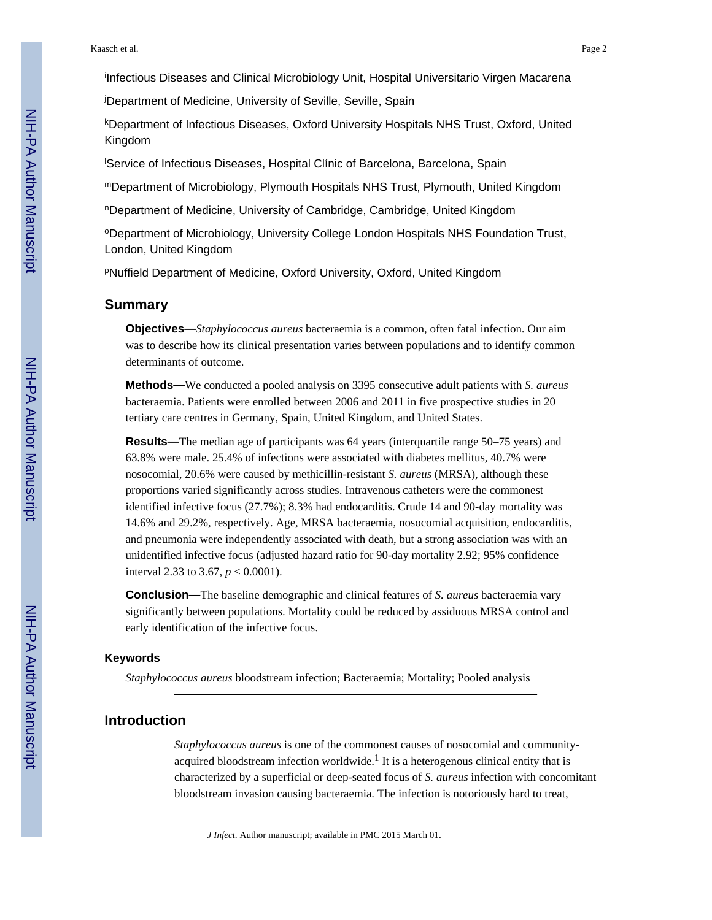[i]Infectious Diseases and Clinical Microbiology Unit, Hospital Universitario Virgen Macarena

[j]Department of Medicine, University of Seville, Seville, Spain

[k]Department of Infectious Diseases, Oxford University Hospitals NHS Trust, Oxford, United Kingdom

[l]Service of Infectious Diseases, Hospital Clínic of Barcelona, Barcelona, Spain

[m]Department of Microbiology, Plymouth Hospitals NHS Trust, Plymouth, United Kingdom

[n]Department of Medicine, University of Cambridge, Cambridge, United Kingdom

[o]Department of Microbiology, University College London Hospitals NHS Foundation Trust, London, United Kingdom

[p]Nuffield Department of Medicine, Oxford University, Oxford, United Kingdom

## Summary

**Objectives—***Staphylococcus aureus* bacteraemia is a common, often fatal infection. Our aim was to describe how its clinical presentation varies between populations and to identify common determinants of outcome.

**Methods—**We conducted a pooled analysis on 3395 consecutive adult patients with *S. aureus* bacteraemia. Patients were enrolled between 2006 and 2011 in five prospective studies in 20 tertiary care centres in Germany, Spain, United Kingdom, and United States.

**Results—**The median age of participants was 64 years (interquartile range 50–75 years) and 63.8% were male. 25.4% of infections were associated with diabetes mellitus, 40.7% were nosocomial, 20.6% were caused by methicillin-resistant *S. aureus* (MRSA), although these proportions varied significantly across studies. Intravenous catheters were the commonest identified infective focus (27.7%); 8.3% had endocarditis. Crude 14 and 90-day mortality was 14.6% and 29.2%, respectively. Age, MRSA bacteraemia, nosocomial acquisition, endocarditis, and pneumonia were independently associated with death, but a strong association was with an unidentified infective focus (adjusted hazard ratio for 90-day mortality 2.92; 95% confidence interval 2.33 to 3.67, $p < 0.0001$).

**Conclusion—**The baseline demographic and clinical features of *S. aureus* bacteraemia vary significantly between populations. Mortality could be reduced by assiduous MRSA control and early identification of the infective focus.

### Keywords

*Staphylococcus aureus* bloodstream infection; Bacteraemia; Mortality; Pooled analysis

## Introduction

*Staphylococcus aureus* is one of the commonest causes of nosocomial and community-acquired bloodstream infection worldwide.[1] It is a heterogenous clinical entity that is characterized by a superficial or deep-seated focus of *S. aureus* infection with concomitant bloodstream invasion causing bacteraemia. The infection is notoriously hard to treat,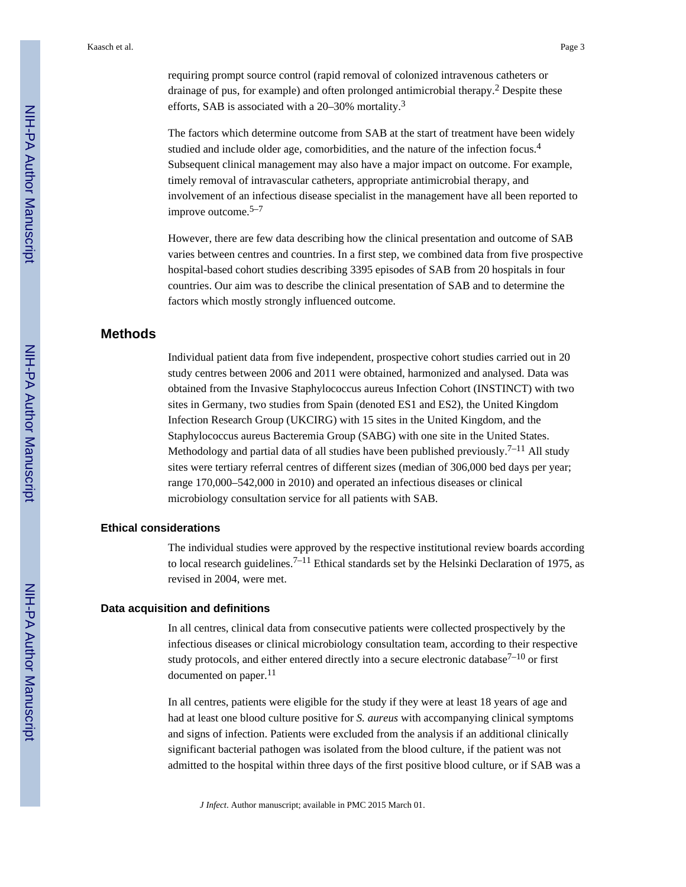requiring prompt source control (rapid removal of colonized intravenous catheters or drainage of pus, for example) and often prolonged antimicrobial therapy.[2] Despite these efforts, SAB is associated with a 20–30% mortality.[3]

The factors which determine outcome from SAB at the start of treatment have been widely studied and include older age, comorbidities, and the nature of the infection focus.[4] Subsequent clinical management may also have a major impact on outcome. For example, timely removal of intravascular catheters, appropriate antimicrobial therapy, and involvement of an infectious disease specialist in the management have all been reported to improve outcome.[5–7]

However, there are few data describing how the clinical presentation and outcome of SAB varies between centres and countries. In a first step, we combined data from five prospective hospital-based cohort studies describing 3395 episodes of SAB from 20 hospitals in four countries. Our aim was to describe the clinical presentation of SAB and to determine the factors which mostly strongly influenced outcome.

## Methods

Individual patient data from five independent, prospective cohort studies carried out in 20 study centres between 2006 and 2011 were obtained, harmonized and analysed. Data was obtained from the Invasive Staphylococcus aureus Infection Cohort (INSTINCT) with two sites in Germany, two studies from Spain (denoted ES1 and ES2), the United Kingdom Infection Research Group (UKCIRG) with 15 sites in the United Kingdom, and the Staphylococcus aureus Bacteremia Group (SABG) with one site in the United States. Methodology and partial data of all studies have been published previously.[7–11] All study sites were tertiary referral centres of different sizes (median of 306,000 bed days per year; range 170,000–542,000 in 2010) and operated an infectious diseases or clinical microbiology consultation service for all patients with SAB.

### Ethical considerations

The individual studies were approved by the respective institutional review boards according to local research guidelines.[7–11] Ethical standards set by the Helsinki Declaration of 1975, as revised in 2004, were met.

### Data acquisition and definitions

In all centres, clinical data from consecutive patients were collected prospectively by the infectious diseases or clinical microbiology consultation team, according to their respective study protocols, and either entered directly into a secure electronic database[7–10] or first documented on paper.[11]

In all centres, patients were eligible for the study if they were at least 18 years of age and had at least one blood culture positive for *S. aureus* with accompanying clinical symptoms and signs of infection. Patients were excluded from the analysis if an additional clinically significant bacterial pathogen was isolated from the blood culture, if the patient was not admitted to the hospital within three days of the first positive blood culture, or if SAB was a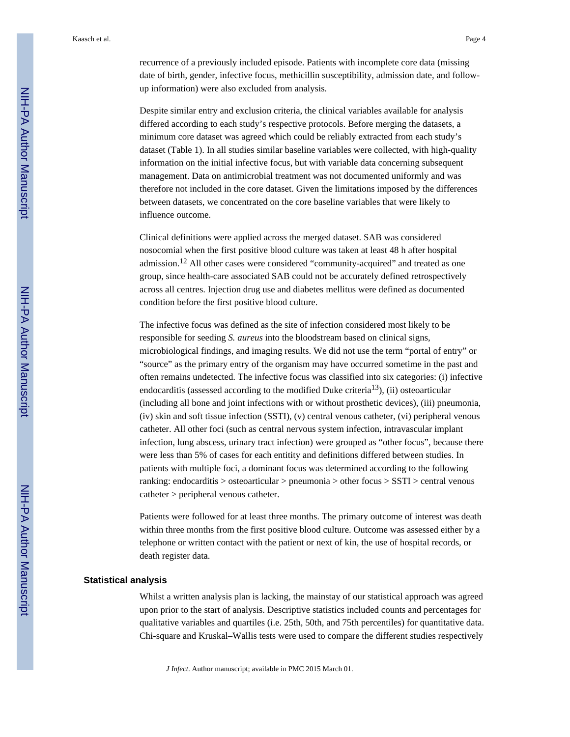recurrence of a previously included episode. Patients with incomplete core data (missing date of birth, gender, infective focus, methicillin susceptibility, admission date, and follow-up information) were also excluded from analysis.

Despite similar entry and exclusion criteria, the clinical variables available for analysis differed according to each study's respective protocols. Before merging the datasets, a minimum core dataset was agreed which could be reliably extracted from each study's dataset (Table 1). In all studies similar baseline variables were collected, with high-quality information on the initial infective focus, but with variable data concerning subsequent management. Data on antimicrobial treatment was not documented uniformly and was therefore not included in the core dataset. Given the limitations imposed by the differences between datasets, we concentrated on the core baseline variables that were likely to influence outcome.

Clinical definitions were applied across the merged dataset. SAB was considered nosocomial when the first positive blood culture was taken at least 48 h after hospital admission.[12] All other cases were considered "community-acquired" and treated as one group, since health-care associated SAB could not be accurately defined retrospectively across all centres. Injection drug use and diabetes mellitus were defined as documented condition before the first positive blood culture.

The infective focus was defined as the site of infection considered most likely to be responsible for seeding *S. aureus* into the bloodstream based on clinical signs, microbiological findings, and imaging results. We did not use the term "portal of entry" or "source" as the primary entry of the organism may have occurred sometime in the past and often remains undetected. The infective focus was classified into six categories: (i) infective endocarditis (assessed according to the modified Duke criteria[13]), (ii) osteoarticular (including all bone and joint infections with or without prosthetic devices), (iii) pneumonia, (iv) skin and soft tissue infection (SSTI), (v) central venous catheter, (vi) peripheral venous catheter. All other foci (such as central nervous system infection, intravascular implant infection, lung abscess, urinary tract infection) were grouped as "other focus", because there were less than 5% of cases for each entitity and definitions differed between studies. In patients with multiple foci, a dominant focus was determined according to the following ranking: endocarditis > osteoarticular > pneumonia > other focus > SSTI > central venous catheter > peripheral venous catheter.

Patients were followed for at least three months. The primary outcome of interest was death within three months from the first positive blood culture. Outcome was assessed either by a telephone or written contact with the patient or next of kin, the use of hospital records, or death register data.

### Statistical analysis

Whilst a written analysis plan is lacking, the mainstay of our statistical approach was agreed upon prior to the start of analysis. Descriptive statistics included counts and percentages for qualitative variables and quartiles (i.e. 25th, 50th, and 75th percentiles) for quantitative data. Chi-square and Kruskal–Wallis tests were used to compare the different studies respectively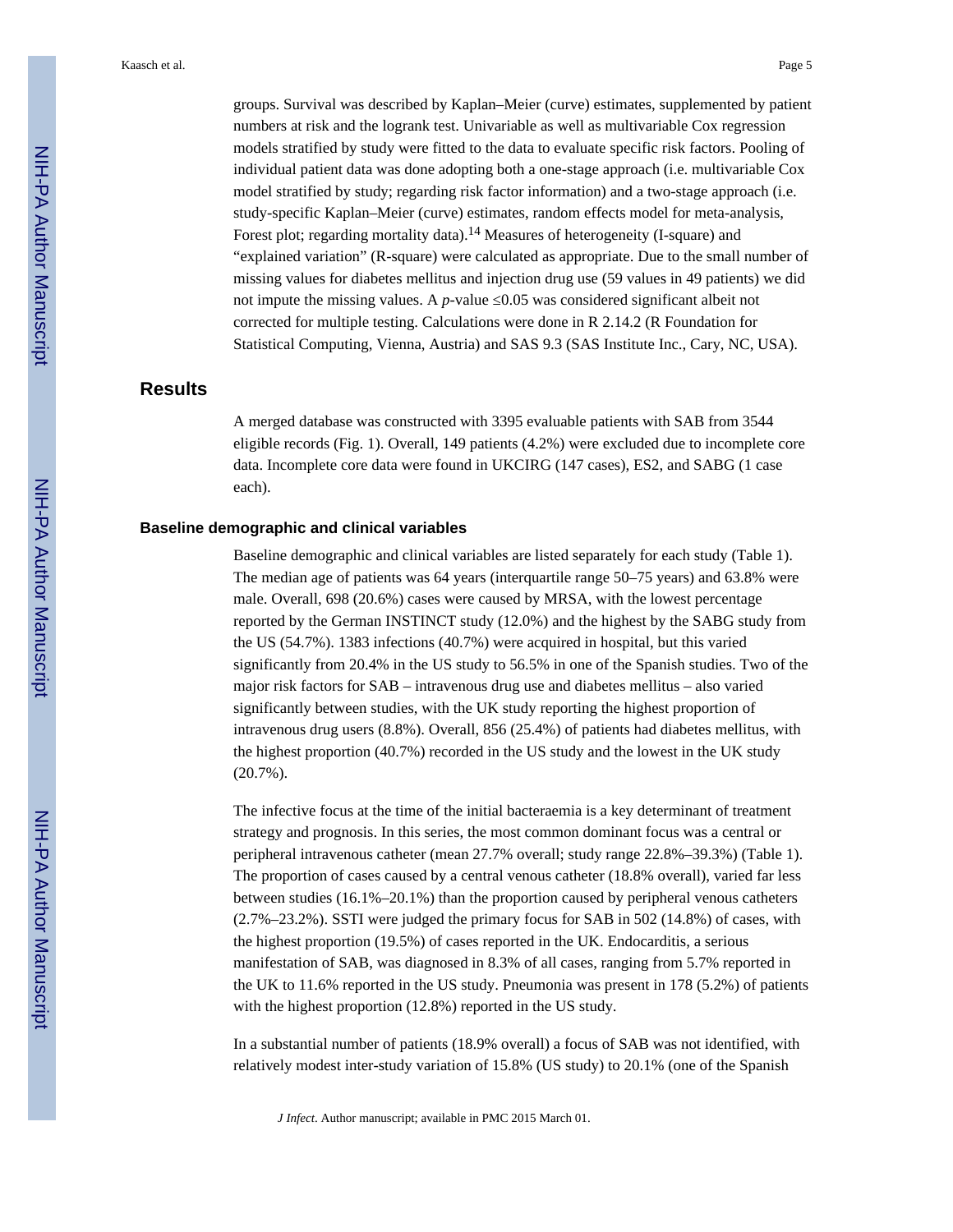groups. Survival was described by Kaplan–Meier (curve) estimates, supplemented by patient numbers at risk and the logrank test. Univariable as well as multivariable Cox regression models stratified by study were fitted to the data to evaluate specific risk factors. Pooling of individual patient data was done adopting both a one-stage approach (i.e. multivariable Cox model stratified by study; regarding risk factor information) and a two-stage approach (i.e. study-specific Kaplan–Meier (curve) estimates, random effects model for meta-analysis, Forest plot; regarding mortality data).[14] Measures of heterogeneity (I-square) and "explained variation" (R-square) were calculated as appropriate. Due to the small number of missing values for diabetes mellitus and injection drug use (59 values in 49 patients) we did not impute the missing values. A *p*-value $\leq 0.05$ was considered significant albeit not corrected for multiple testing. Calculations were done in R 2.14.2 (R Foundation for Statistical Computing, Vienna, Austria) and SAS 9.3 (SAS Institute Inc., Cary, NC, USA).

## Results

A merged database was constructed with 3395 evaluable patients with SAB from 3544 eligible records (Fig. 1). Overall, 149 patients (4.2%) were excluded due to incomplete core data. Incomplete core data were found in UKCIRG (147 cases), ES2, and SABG (1 case each).

### Baseline demographic and clinical variables

Baseline demographic and clinical variables are listed separately for each study (Table 1). The median age of patients was 64 years (interquartile range 50–75 years) and 63.8% were male. Overall, 698 (20.6%) cases were caused by MRSA, with the lowest percentage reported by the German INSTINCT study (12.0%) and the highest by the SABG study from the US (54.7%). 1383 infections (40.7%) were acquired in hospital, but this varied significantly from 20.4% in the US study to 56.5% in one of the Spanish studies. Two of the major risk factors for SAB – intravenous drug use and diabetes mellitus – also varied significantly between studies, with the UK study reporting the highest proportion of intravenous drug users (8.8%). Overall, 856 (25.4%) of patients had diabetes mellitus, with the highest proportion (40.7%) recorded in the US study and the lowest in the UK study (20.7%).

The infective focus at the time of the initial bacteraemia is a key determinant of treatment strategy and prognosis. In this series, the most common dominant focus was a central or peripheral intravenous catheter (mean 27.7% overall; study range 22.8%–39.3%) (Table 1). The proportion of cases caused by a central venous catheter (18.8% overall), varied far less between studies (16.1%–20.1%) than the proportion caused by peripheral venous catheters (2.7%–23.2%). SSTI were judged the primary focus for SAB in 502 (14.8%) of cases, with the highest proportion (19.5%) of cases reported in the UK. Endocarditis, a serious manifestation of SAB, was diagnosed in 8.3% of all cases, ranging from 5.7% reported in the UK to 11.6% reported in the US study. Pneumonia was present in 178 (5.2%) of patients with the highest proportion (12.8%) reported in the US study.

In a substantial number of patients (18.9% overall) a focus of SAB was not identified, with relatively modest inter-study variation of 15.8% (US study) to 20.1% (one of the Spanish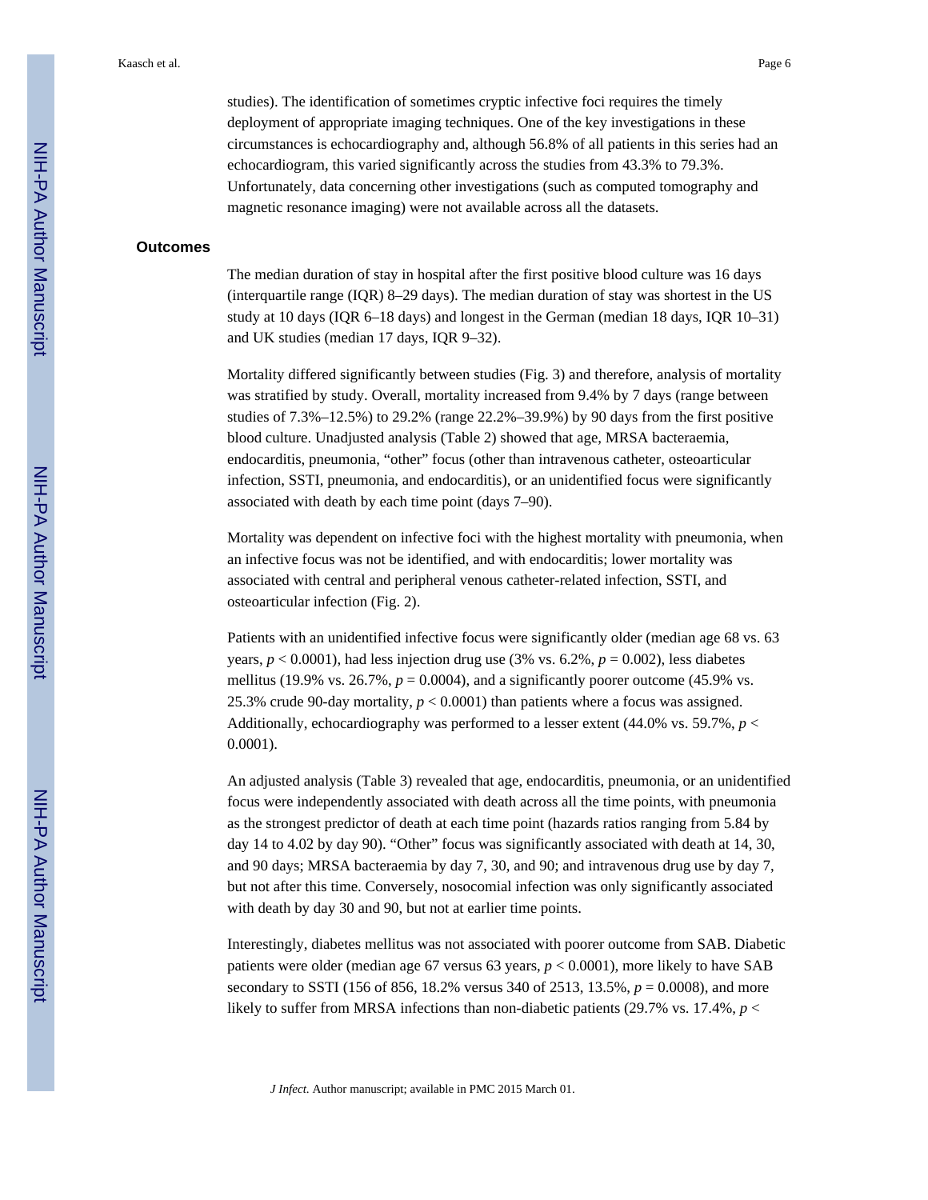studies). The identification of sometimes cryptic infective foci requires the timely deployment of appropriate imaging techniques. One of the key investigations in these circumstances is echocardiography and, although 56.8% of all patients in this series had an echocardiogram, this varied significantly across the studies from 43.3% to 79.3%. Unfortunately, data concerning other investigations (such as computed tomography and magnetic resonance imaging) were not available across all the datasets.

## Outcomes

The median duration of stay in hospital after the first positive blood culture was 16 days (interquartile range (IQR) 8–29 days). The median duration of stay was shortest in the US study at 10 days (IQR 6–18 days) and longest in the German (median 18 days, IQR 10–31) and UK studies (median 17 days, IQR 9–32).

Mortality differed significantly between studies (Fig. 3) and therefore, analysis of mortality was stratified by study. Overall, mortality increased from 9.4% by 7 days (range between studies of 7.3%–12.5%) to 29.2% (range 22.2%–39.9%) by 90 days from the first positive blood culture. Unadjusted analysis (Table 2) showed that age, MRSA bacteraemia, endocarditis, pneumonia, "other" focus (other than intravenous catheter, osteoarticular infection, SSTI, pneumonia, and endocarditis), or an unidentified focus were significantly associated with death by each time point (days 7–90).

Mortality was dependent on infective foci with the highest mortality with pneumonia, when an infective focus was not be identified, and with endocarditis; lower mortality was associated with central and peripheral venous catheter-related infection, SSTI, and osteoarticular infection (Fig. 2).

Patients with an unidentified infective focus were significantly older (median age 68 vs. 63 years, $p < 0.0001$), had less injection drug use (3% vs. 6.2%, $p = 0.002$), less diabetes mellitus (19.9% vs. 26.7%, $p = 0.0004$), and a significantly poorer outcome (45.9% vs. 25.3% crude 90-day mortality, $p < 0.0001$) than patients where a focus was assigned. Additionally, echocardiography was performed to a lesser extent (44.0% vs. 59.7%, $p < 0.0001$).

An adjusted analysis (Table 3) revealed that age, endocarditis, pneumonia, or an unidentified focus were independently associated with death across all the time points, with pneumonia as the strongest predictor of death at each time point (hazards ratios ranging from 5.84 by day 14 to 4.02 by day 90). "Other" focus was significantly associated with death at 14, 30, and 90 days; MRSA bacteraemia by day 7, 30, and 90; and intravenous drug use by day 7, but not after this time. Conversely, nosocomial infection was only significantly associated with death by day 30 and 90, but not at earlier time points.

Interestingly, diabetes mellitus was not associated with poorer outcome from SAB. Diabetic patients were older (median age 67 versus 63 years, $p < 0.0001$), more likely to have SAB secondary to SSTI (156 of 856, 18.2% versus 340 of 2513, 13.5%, $p = 0.0008$), and more likely to suffer from MRSA infections than non-diabetic patients (29.7% vs. 17.4%, $p <$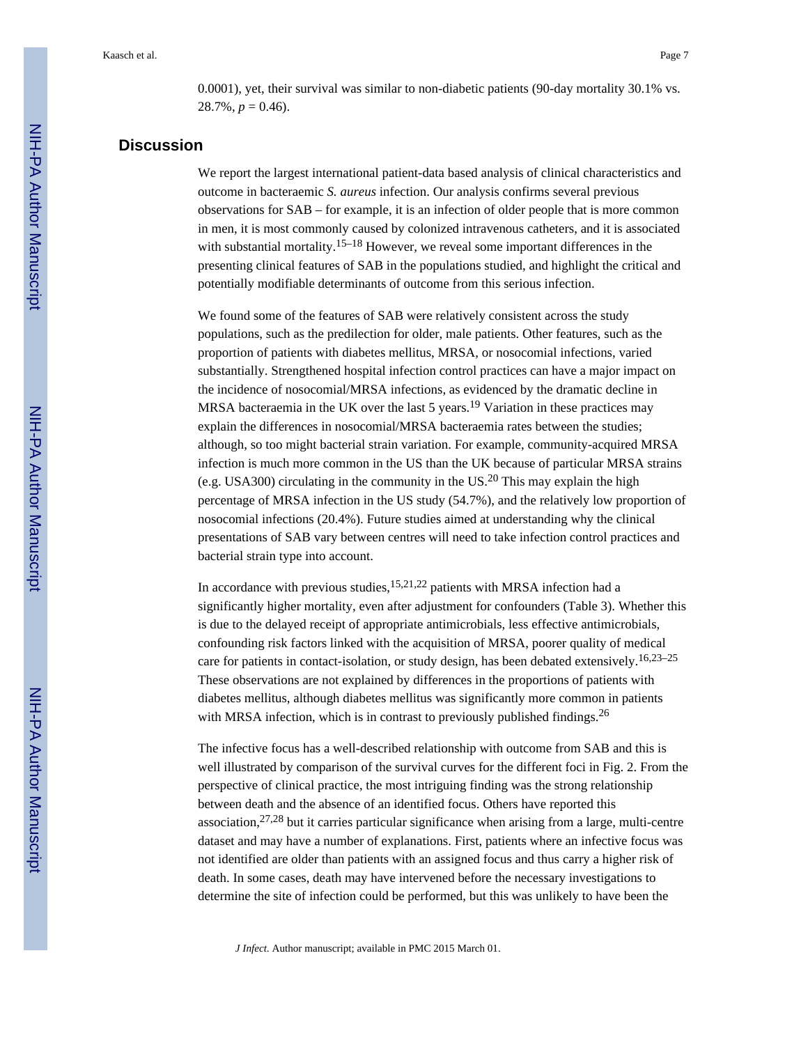0.0001), yet, their survival was similar to non-diabetic patients (90-day mortality 30.1% vs. 28.7%, $p = 0.46$).

## Discussion

We report the largest international patient-data based analysis of clinical characteristics and outcome in bacteraemic *S. aureus* infection. Our analysis confirms several previous observations for SAB – for example, it is an infection of older people that is more common in men, it is most commonly caused by colonized intravenous catheters, and it is associated with substantial mortality.[15–18] However, we reveal some important differences in the presenting clinical features of SAB in the populations studied, and highlight the critical and potentially modifiable determinants of outcome from this serious infection.

We found some of the features of SAB were relatively consistent across the study populations, such as the predilection for older, male patients. Other features, such as the proportion of patients with diabetes mellitus, MRSA, or nosocomial infections, varied substantially. Strengthened hospital infection control practices can have a major impact on the incidence of nosocomial/MRSA infections, as evidenced by the dramatic decline in MRSA bacteraemia in the UK over the last 5 years.[19] Variation in these practices may explain the differences in nosocomial/MRSA bacteraemia rates between the studies; although, so too might bacterial strain variation. For example, community-acquired MRSA infection is much more common in the US than the UK because of particular MRSA strains (e.g. USA300) circulating in the community in the US.[20] This may explain the high percentage of MRSA infection in the US study (54.7%), and the relatively low proportion of nosocomial infections (20.4%). Future studies aimed at understanding why the clinical presentations of SAB vary between centres will need to take infection control practices and bacterial strain type into account.

In accordance with previous studies,[15,21,22] patients with MRSA infection had a significantly higher mortality, even after adjustment for confounders (Table 3). Whether this is due to the delayed receipt of appropriate antimicrobials, less effective antimicrobials, confounding risk factors linked with the acquisition of MRSA, poorer quality of medical care for patients in contact-isolation, or study design, has been debated extensively.[16,23–25] These observations are not explained by differences in the proportions of patients with diabetes mellitus, although diabetes mellitus was significantly more common in patients with MRSA infection, which is in contrast to previously published findings.[26]

The infective focus has a well-described relationship with outcome from SAB and this is well illustrated by comparison of the survival curves for the different foci in Fig. 2. From the perspective of clinical practice, the most intriguing finding was the strong relationship between death and the absence of an identified focus. Others have reported this association,[27,28] but it carries particular significance when arising from a large, multi-centre dataset and may have a number of explanations. First, patients where an infective focus was not identified are older than patients with an assigned focus and thus carry a higher risk of death. In some cases, death may have intervened before the necessary investigations to determine the site of infection could be performed, but this was unlikely to have been the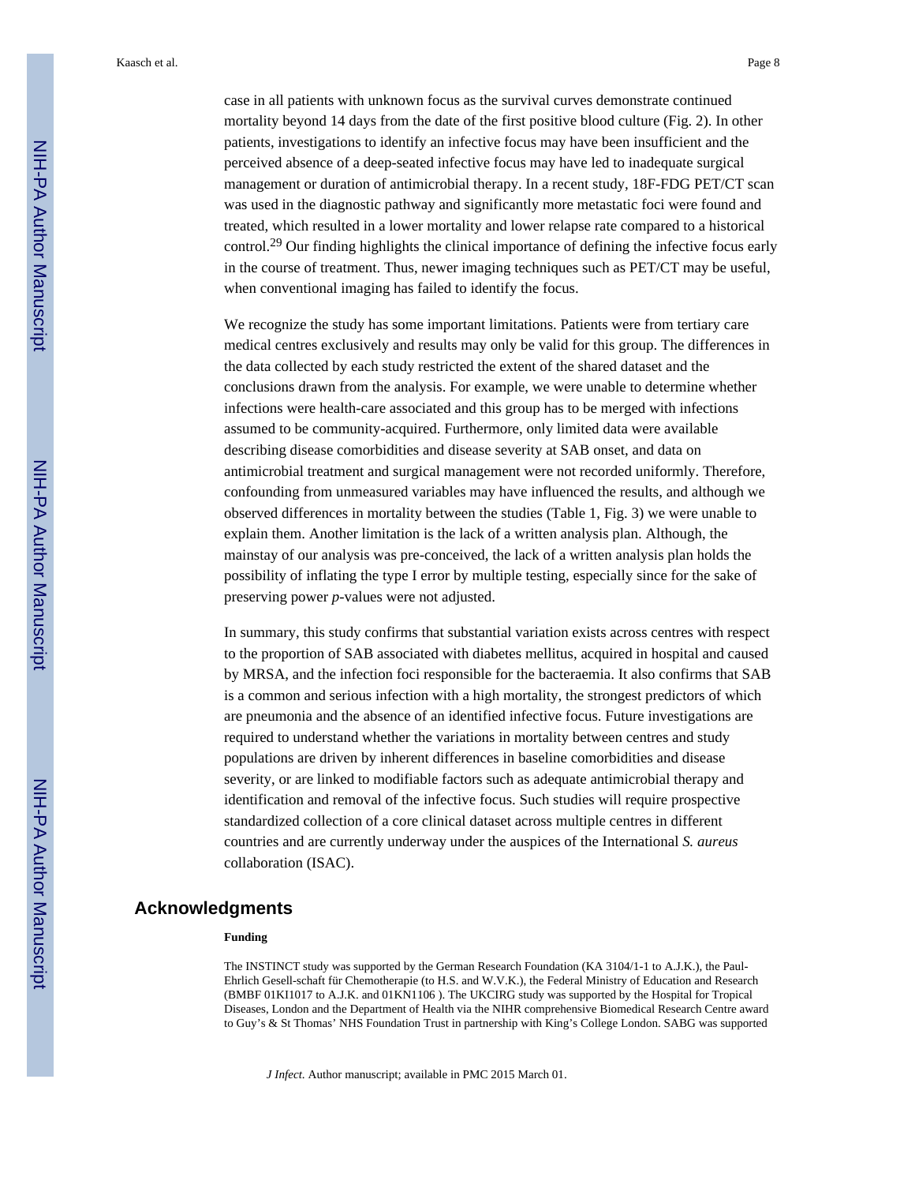case in all patients with unknown focus as the survival curves demonstrate continued mortality beyond 14 days from the date of the first positive blood culture (Fig. 2). In other patients, investigations to identify an infective focus may have been insufficient and the perceived absence of a deep-seated infective focus may have led to inadequate surgical management or duration of antimicrobial therapy. In a recent study, 18F-FDG PET/CT scan was used in the diagnostic pathway and significantly more metastatic foci were found and treated, which resulted in a lower mortality and lower relapse rate compared to a historical control.[29] Our finding highlights the clinical importance of defining the infective focus early in the course of treatment. Thus, newer imaging techniques such as PET/CT may be useful, when conventional imaging has failed to identify the focus.

We recognize the study has some important limitations. Patients were from tertiary care medical centres exclusively and results may only be valid for this group. The differences in the data collected by each study restricted the extent of the shared dataset and the conclusions drawn from the analysis. For example, we were unable to determine whether infections were health-care associated and this group has to be merged with infections assumed to be community-acquired. Furthermore, only limited data were available describing disease comorbidities and disease severity at SAB onset, and data on antimicrobial treatment and surgical management were not recorded uniformly. Therefore, confounding from unmeasured variables may have influenced the results, and although we observed differences in mortality between the studies (Table 1, Fig. 3) we were unable to explain them. Another limitation is the lack of a written analysis plan. Although, the mainstay of our analysis was pre-conceived, the lack of a written analysis plan holds the possibility of inflating the type I error by multiple testing, especially since for the sake of preserving power *p*-values were not adjusted.

In summary, this study confirms that substantial variation exists across centres with respect to the proportion of SAB associated with diabetes mellitus, acquired in hospital and caused by MRSA, and the infection foci responsible for the bacteraemia. It also confirms that SAB is a common and serious infection with a high mortality, the strongest predictors of which are pneumonia and the absence of an identified infective focus. Future investigations are required to understand whether the variations in mortality between centres and study populations are driven by inherent differences in baseline comorbidities and disease severity, or are linked to modifiable factors such as adequate antimicrobial therapy and identification and removal of the infective focus. Such studies will require prospective standardized collection of a core clinical dataset across multiple centres in different countries and are currently underway under the auspices of the International *S. aureus* collaboration (ISAC).

## Acknowledgments

#### Funding

The INSTINCT study was supported by the German Research Foundation (KA 3104/1-1 to A.J.K.), the Paul-Ehrlich Gesell-schaft für Chemotherapie (to H.S. and W.V.K.), the Federal Ministry of Education and Research (BMBF 01KI1017 to A.J.K. and 01KN1106 ). The UKCIRG study was supported by the Hospital for Tropical Diseases, London and the Department of Health via the NIHR comprehensive Biomedical Research Centre award to Guy's & St Thomas' NHS Foundation Trust in partnership with King's College London. SABG was supported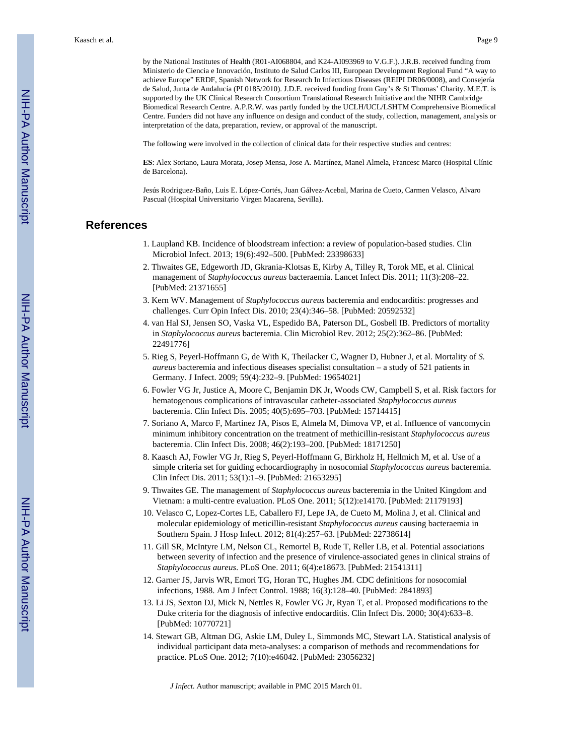by the National Institutes of Health (R01-AI068804, and K24-AI093969 to V.G.F.). J.R.B. received funding from Ministerio de Ciencia e Innovación, Instituto de Salud Carlos III, European Development Regional Fund "A way to achieve Europe" ERDF, Spanish Network for Research In Infectious Diseases (REIPI DR06/0008), and Consejería de Salud, Junta de Andalucía (PI 0185/2010). J.D.E. received funding from Guy's & St Thomas' Charity. M.E.T. is supported by the UK Clinical Research Consortium Translational Research Initiative and the NIHR Cambridge Biomedical Research Centre. A.P.R.W. was partly funded by the UCLH/UCL/LSHTM Comprehensive Biomedical Centre. Funders did not have any influence on design and conduct of the study, collection, management, analysis or interpretation of the data, preparation, review, or approval of the manuscript.

The following were involved in the collection of clinical data for their respective studies and centres:

**ES**: Alex Soriano, Laura Morata, Josep Mensa, Jose A. Martínez, Manel Almela, Francesc Marco (Hospital Clínic de Barcelona).

Jesús Rodriguez-Baño, Luis E. López-Cortés, Juan Gálvez-Acebal, Marina de Cueto, Carmen Velasco, Alvaro Pascual (Hospital Universitario Virgen Macarena, Sevilla).

## References

1. Laupland KB. Incidence of bloodstream infection: a review of population-based studies. Clin Microbiol Infect. 2013; 19(6):492–500. [PubMed: 23398633]
2. Thwaites GE, Edgeworth JD, Gkrania-Klotsas E, Kirby A, Tilley R, Torok ME, et al. Clinical management of *Staphylococcus aureus* bacteraemia. Lancet Infect Dis. 2011; 11(3):208–22. [PubMed: 21371655]
3. Kern WV. Management of *Staphylococcus aureus* bacteremia and endocarditis: progresses and challenges. Curr Opin Infect Dis. 2010; 23(4):346–58. [PubMed: 20592532]
4. van Hal SJ, Jensen SO, Vaska VL, Espedido BA, Paterson DL, Gosbell IB. Predictors of mortality in *Staphylococcus aureus* bacteremia. Clin Microbiol Rev. 2012; 25(2):362–86. [PubMed: 22491776]
5. Rieg S, Peyerl-Hoffmann G, de With K, Theilacker C, Wagner D, Hubner J, et al. Mortality of *S. aureus* bacteremia and infectious diseases specialist consultation – a study of 521 patients in Germany. J Infect. 2009; 59(4):232–9. [PubMed: 19654021]
6. Fowler VG Jr, Justice A, Moore C, Benjamin DK Jr, Woods CW, Campbell S, et al. Risk factors for hematogenous complications of intravascular catheter-associated *Staphylococcus aureus* bacteremia. Clin Infect Dis. 2005; 40(5):695–703. [PubMed: 15714415]
7. Soriano A, Marco F, Martinez JA, Pisos E, Almela M, Dimova VP, et al. Influence of vancomycin minimum inhibitory concentration on the treatment of methicillin-resistant *Staphylococcus aureus* bacteremia. Clin Infect Dis. 2008; 46(2):193–200. [PubMed: 18171250]
8. Kaasch AJ, Fowler VG Jr, Rieg S, Peyerl-Hoffmann G, Birkholz H, Hellmich M, et al. Use of a simple criteria set for guiding echocardiography in nosocomial *Staphylococcus aureus* bacteremia. Clin Infect Dis. 2011; 53(1):1–9. [PubMed: 21653295]
9. Thwaites GE. The management of *Staphylococcus aureus* bacteremia in the United Kingdom and Vietnam: a multi-centre evaluation. PLoS One. 2011; 5(12):e14170. [PubMed: 21179193]
10. Velasco C, Lopez-Cortes LE, Caballero FJ, Lepe JA, de Cueto M, Molina J, et al. Clinical and molecular epidemiology of meticillin-resistant *Staphylococcus aureus* causing bacteraemia in Southern Spain. J Hosp Infect. 2012; 81(4):257–63. [PubMed: 22738614]
11. Gill SR, McIntyre LM, Nelson CL, Remortel B, Rude T, Reller LB, et al. Potential associations between severity of infection and the presence of virulence-associated genes in clinical strains of *Staphylococcus aureus*. PLoS One. 2011; 6(4):e18673. [PubMed: 21541311]
12. Garner JS, Jarvis WR, Emori TG, Horan TC, Hughes JM. CDC definitions for nosocomial infections, 1988. Am J Infect Control. 1988; 16(3):128–40. [PubMed: 2841893]
13. Li JS, Sexton DJ, Mick N, Nettles R, Fowler VG Jr, Ryan T, et al. Proposed modifications to the Duke criteria for the diagnosis of infective endocarditis. Clin Infect Dis. 2000; 30(4):633–8. [PubMed: 10770721]
14. Stewart GB, Altman DG, Askie LM, Duley L, Simmonds MC, Stewart LA. Statistical analysis of individual participant data meta-analyses: a comparison of methods and recommendations for practice. PLoS One. 2012; 7(10):e46042. [PubMed: 23056232]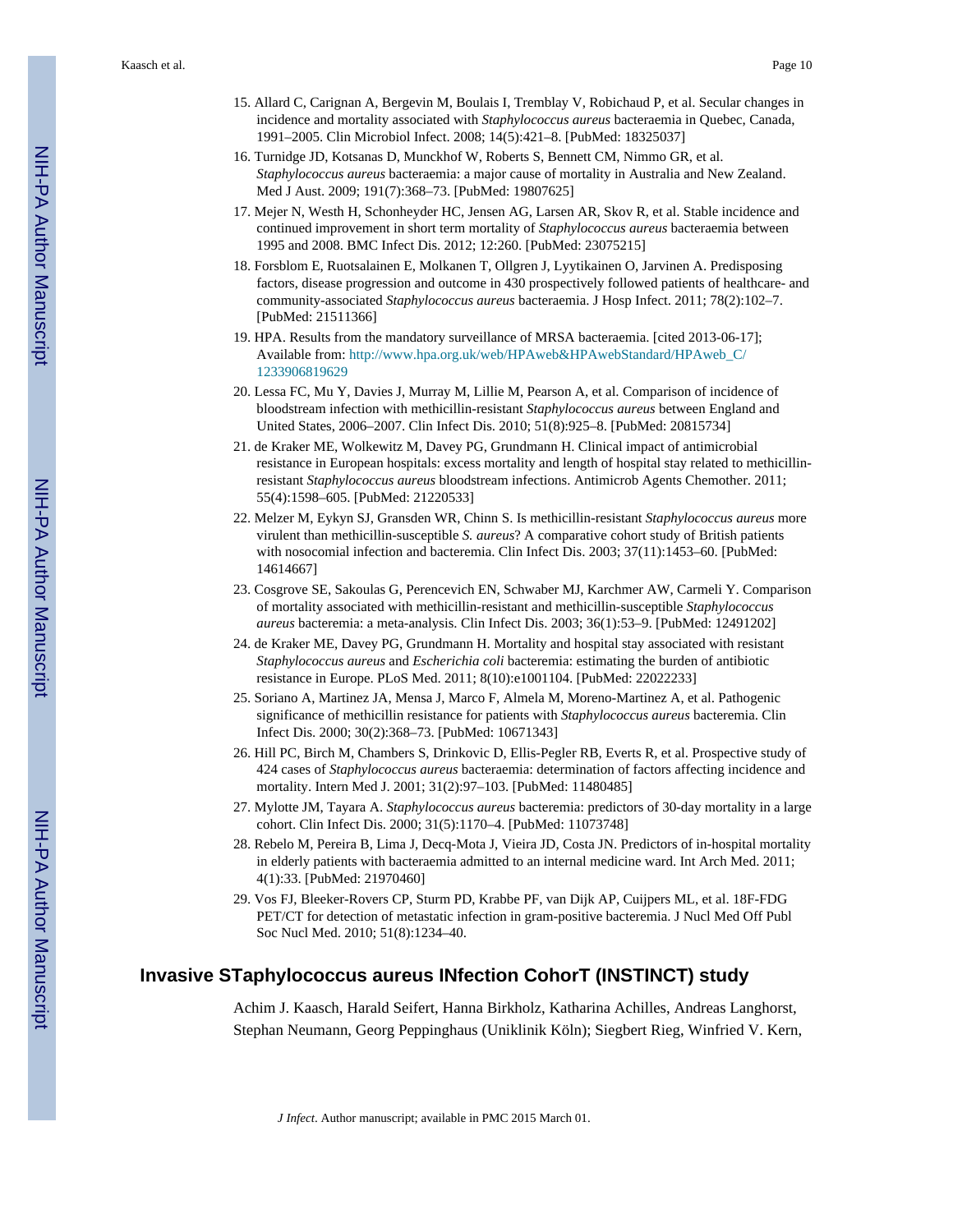15. Allard C, Carignan A, Bergevin M, Boulais I, Tremblay V, Robichaud P, et al. Secular changes in incidence and mortality associated with *Staphylococcus aureus* bacteraemia in Quebec, Canada, 1991–2005. Clin Microbiol Infect. 2008; 14(5):421–8. [PubMed: 18325037]
16. Turnidge JD, Kotsanas D, Munckhof W, Roberts S, Bennett CM, Nimmo GR, et al. *Staphylococcus aureus* bacteraemia: a major cause of mortality in Australia and New Zealand. Med J Aust. 2009; 191(7):368–73. [PubMed: 19807625]
17. Mejer N, Westh H, Schonheyder HC, Jensen AG, Larsen AR, Skov R, et al. Stable incidence and continued improvement in short term mortality of *Staphylococcus aureus* bacteraemia between 1995 and 2008. BMC Infect Dis. 2012; 12:260. [PubMed: 23075215]
18. Forsblom E, Ruotsalainen E, Molkanen T, Ollgren J, Lyytikainen O, Jarvinen A. Predisposing factors, disease progression and outcome in 430 prospectively followed patients of healthcare- and community-associated *Staphylococcus aureus* bacteraemia. J Hosp Infect. 2011; 78(2):102–7. [PubMed: 21511366]
19. HPA. Results from the mandatory surveillance of MRSA bacteraemia. [cited 2013-06-17]; Available from: http://www.hpa.org.uk/web/HPAweb&HPAwebStandard/HPAweb_C/1233906819629
20. Lessa FC, Mu Y, Davies J, Murray M, Lillie M, Pearson A, et al. Comparison of incidence of bloodstream infection with methicillin-resistant *Staphylococcus aureus* between England and United States, 2006–2007. Clin Infect Dis. 2010; 51(8):925–8. [PubMed: 20815734]
21. de Kraker ME, Wolkewitz M, Davey PG, Grundmann H. Clinical impact of antimicrobial resistance in European hospitals: excess mortality and length of hospital stay related to methicillin-resistant *Staphylococcus aureus* bloodstream infections. Antimicrob Agents Chemother. 2011; 55(4):1598–605. [PubMed: 21220533]
22. Melzer M, Eykyn SJ, Gransden WR, Chinn S. Is methicillin-resistant *Staphylococcus aureus* more virulent than methicillin-susceptible *S. aureus*? A comparative cohort study of British patients with nosocomial infection and bacteremia. Clin Infect Dis. 2003; 37(11):1453–60. [PubMed: 14614667]
23. Cosgrove SE, Sakoulas G, Perencevich EN, Schwaber MJ, Karchmer AW, Carmeli Y. Comparison of mortality associated with methicillin-resistant and methicillin-susceptible *Staphylococcus aureus* bacteremia: a meta-analysis. Clin Infect Dis. 2003; 36(1):53–9. [PubMed: 12491202]
24. de Kraker ME, Davey PG, Grundmann H. Mortality and hospital stay associated with resistant *Staphylococcus aureus* and *Escherichia coli* bacteremia: estimating the burden of antibiotic resistance in Europe. PLoS Med. 2011; 8(10):e1001104. [PubMed: 22022233]
25. Soriano A, Martinez JA, Mensa J, Marco F, Almela M, Moreno-Martinez A, et al. Pathogenic significance of methicillin resistance for patients with *Staphylococcus aureus* bacteremia. Clin Infect Dis. 2000; 30(2):368–73. [PubMed: 10671343]
26. Hill PC, Birch M, Chambers S, Drinkovic D, Ellis-Pegler RB, Everts R, et al. Prospective study of 424 cases of *Staphylococcus aureus* bacteraemia: determination of factors affecting incidence and mortality. Intern Med J. 2001; 31(2):97–103. [PubMed: 11480485]
27. Mylotte JM, Tayara A. *Staphylococcus aureus* bacteremia: predictors of 30-day mortality in a large cohort. Clin Infect Dis. 2000; 31(5):1170–4. [PubMed: 11073748]
28. Rebelo M, Pereira B, Lima J, Decq-Mota J, Vieira JD, Costa JN. Predictors of in-hospital mortality in elderly patients with bacteraemia admitted to an internal medicine ward. Int Arch Med. 2011; 4(1):33. [PubMed: 21970460]
29. Vos FJ, Bleeker-Rovers CP, Sturm PD, Krabbe PF, van Dijk AP, Cuijpers ML, et al. 18F-FDG PET/CT for detection of metastatic infection in gram-positive bacteremia. J Nucl Med Off Publ Soc Nucl Med. 2010; 51(8):1234–40.

## Invasive STaphylococcus aureus INfection CohorT (INSTINCT) study

Achim J. Kaasch, Harald Seifert, Hanna Birkholz, Katharina Achilles, Andreas Langhorst, Stephan Neumann, Georg Peppinghaus (Uniklinik Köln); Siegbert Rieg, Winfried V. Kern,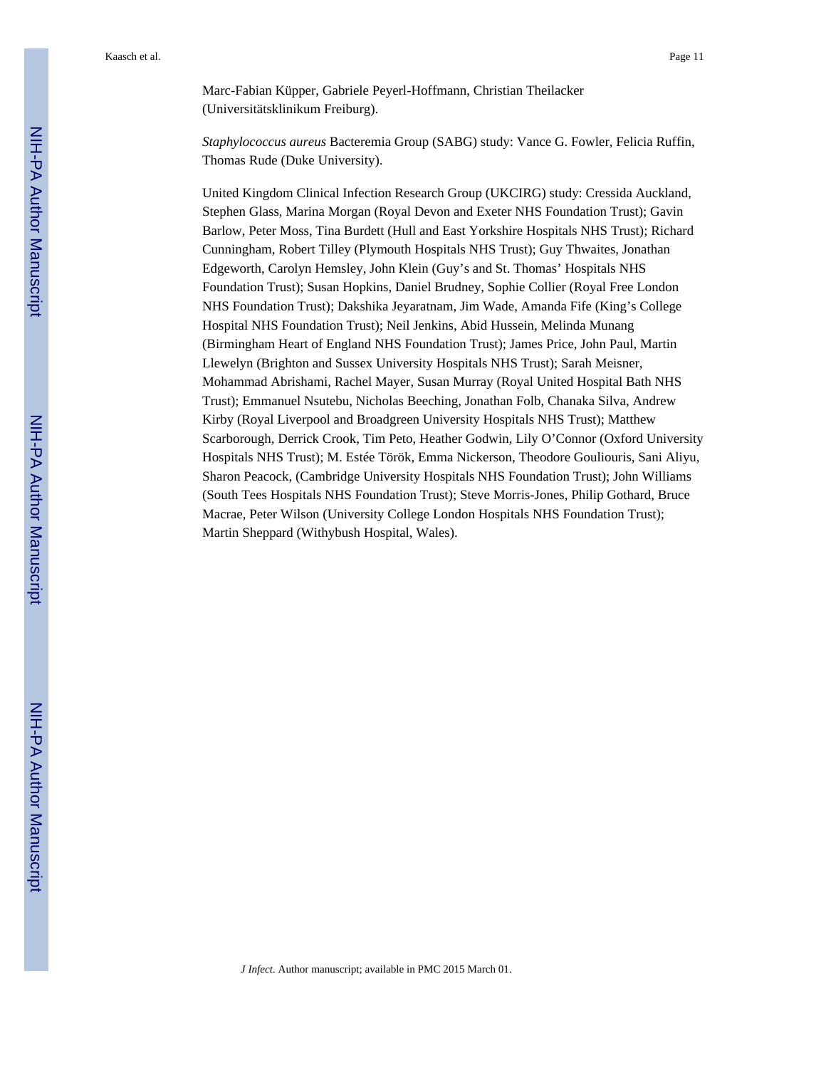Marc-Fabian Küpper, Gabriele Peyerl-Hoffmann, Christian Theilacker (Universitätsklinikum Freiburg).

*Staphylococcus aureus* Bacteremia Group (SABG) study: Vance G. Fowler, Felicia Ruffin, Thomas Rude (Duke University).

United Kingdom Clinical Infection Research Group (UKCIRG) study: Cressida Auckland, Stephen Glass, Marina Morgan (Royal Devon and Exeter NHS Foundation Trust); Gavin Barlow, Peter Moss, Tina Burdett (Hull and East Yorkshire Hospitals NHS Trust); Richard Cunningham, Robert Tilley (Plymouth Hospitals NHS Trust); Guy Thwaites, Jonathan Edgeworth, Carolyn Hemsley, John Klein (Guy's and St. Thomas' Hospitals NHS Foundation Trust); Susan Hopkins, Daniel Brudney, Sophie Collier (Royal Free London NHS Foundation Trust); Dakshika Jeyaratnam, Jim Wade, Amanda Fife (King's College Hospital NHS Foundation Trust); Neil Jenkins, Abid Hussein, Melinda Munang (Birmingham Heart of England NHS Foundation Trust); James Price, John Paul, Martin Llewelyn (Brighton and Sussex University Hospitals NHS Trust); Sarah Meisner, Mohammad Abrishami, Rachel Mayer, Susan Murray (Royal United Hospital Bath NHS Trust); Emmanuel Nsutebu, Nicholas Beeching, Jonathan Folb, Chanaka Silva, Andrew Kirby (Royal Liverpool and Broadgreen University Hospitals NHS Trust); Matthew Scarborough, Derrick Crook, Tim Peto, Heather Godwin, Lily O'Connor (Oxford University Hospitals NHS Trust); M. Estée Török, Emma Nickerson, Theodore Gouliouris, Sani Aliyu, Sharon Peacock, (Cambridge University Hospitals NHS Foundation Trust); John Williams (South Tees Hospitals NHS Foundation Trust); Steve Morris-Jones, Philip Gothard, Bruce Macrae, Peter Wilson (University College London Hospitals NHS Foundation Trust); Martin Sheppard (Withybush Hospital, Wales).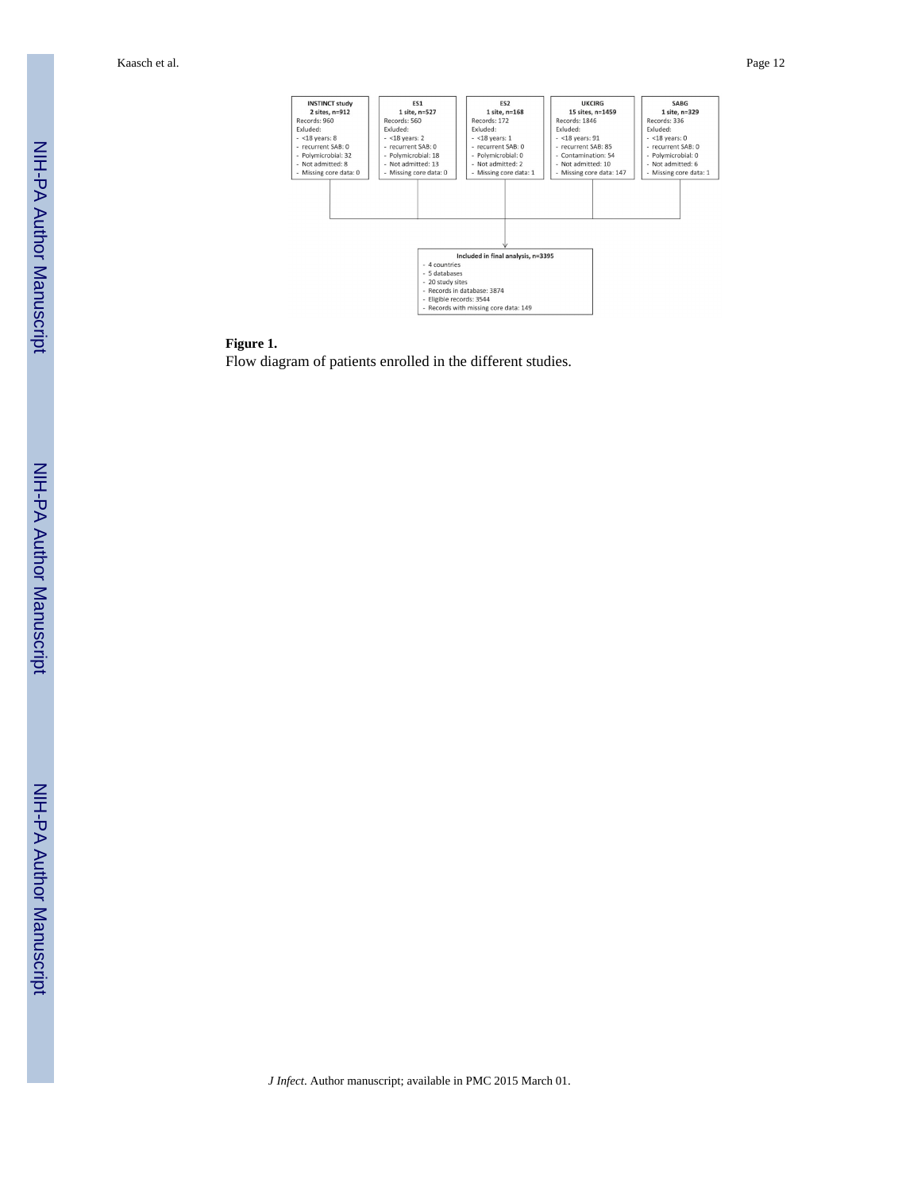**INSTINCT study**
**2 sites, n=912**
Records: 960
Exluded:
- <18 years: 8
- recurrent SAB: 0
- Polymicrobial: 32
- Not admitted: 8
- Missing core data: 0

**ES1**
**1 site, n=527**
Records: 560
Exluded:
- <18 years: 2
- recurrent SAB: 0
- Polymicrobial: 18
- Not admitted: 13
- Missing core data: 0

**ES2**
**1 site, n=168**
Records: 172
Exluded:
- <18 years: 1
- recurrent SAB: 0
- Polymicrobial: 0
- Not admitted: 2
- Missing core data: 1

**UKCIRG**
**15 sites, n=1459**
Records: 1846
Exluded:
- <18 years: 91
- recurrent SAB: 85
- Contamination: 54
- Not admitted: 10
- Missing core data: 147

**SABG**
**1 site, n=329**
Records: 336
Exluded:
- <18 years: 0
- recurrent SAB: 0
- Polymicrobial: 0
- Not admitted: 6
- Missing core data: 1

**Included in final analysis, n=3395**
- 4 countries
- 5 databases
- 20 study sites
- Records in database: 3874
- Eligible records: 3544
- Records with missing core data: 149

**Figure 1.**

Flow diagram of patients enrolled in the different studies.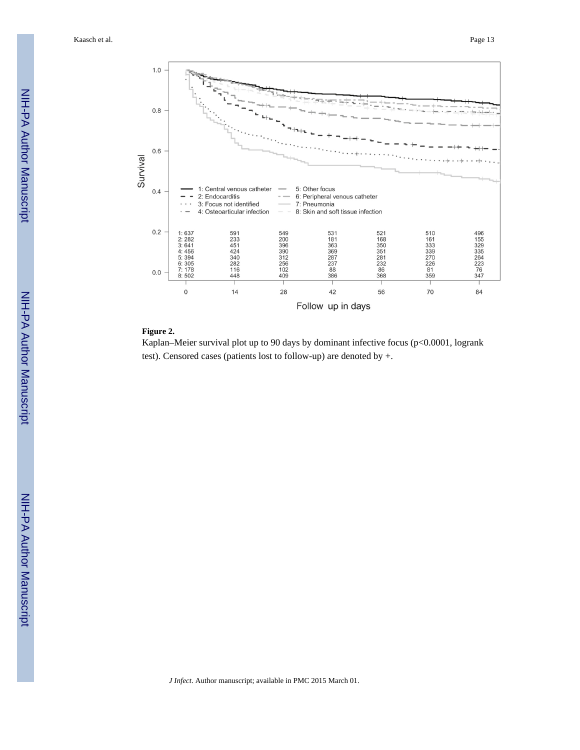**Figure 2.**

Kaplan–Meier survival plot up to 90 days by dominant infective focus (p<0.0001, logrank test). Censored cases (patients lost to follow-up) are denoted by +.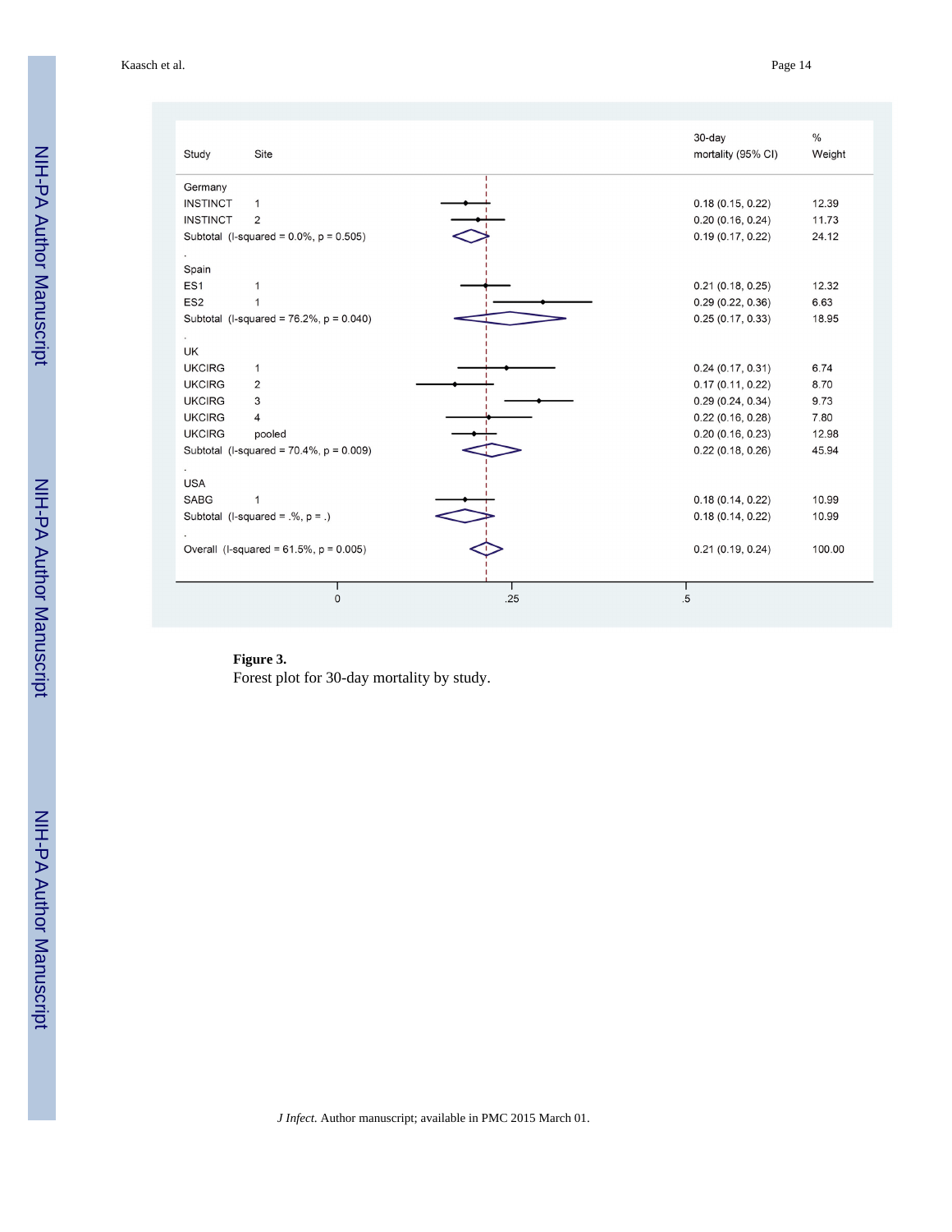| Study | Site | 30-day mortality (95% CI) | % Weight |
|---|---|---|---|
| Germany | | | |
| INSTINCT | 1 | 0.18 (0.15, 0.22) | 12.39 |
| INSTINCT | 2 | 0.20 (0.16, 0.24) | 11.73 |
| Subtotal (I-squared = 0.0%, p = 0.505) | | 0.19 (0.17, 0.22) | 24.12 |
| Spain | | | |
| ES1 | 1 | 0.21 (0.18, 0.25) | 12.32 |
| ES2 | 1 | 0.29 (0.22, 0.36) | 6.63 |
| Subtotal (I-squared = 76.2%, p = 0.040) | | 0.25 (0.17, 0.33) | 18.95 |
| UK | | | |
| UKCIRG | 1 | 0.24 (0.17, 0.31) | 6.74 |
| UKCIRG | 2 | 0.17 (0.11, 0.22) | 8.70 |
| UKCIRG | 3 | 0.29 (0.24, 0.34) | 9.73 |
| UKCIRG | 4 | 0.22 (0.16, 0.28) | 7.80 |
| UKCIRG | pooled | 0.20 (0.16, 0.23) | 12.98 |
| Subtotal (I-squared = 70.4%, p = 0.009) | | 0.22 (0.18, 0.26) | 45.94 |
| USA | | | |
| SABG | 1 | 0.18 (0.14, 0.22) | 10.99 |
| Subtotal (I-squared = .%, p = .) | | 0.18 (0.14, 0.22) | 10.99 |
| Overall (I-squared = 61.5%, p = 0.005) | | 0.21 (0.19, 0.24) | 100.00 |

**Figure 3.**

Forest plot for 30-day mortality by study.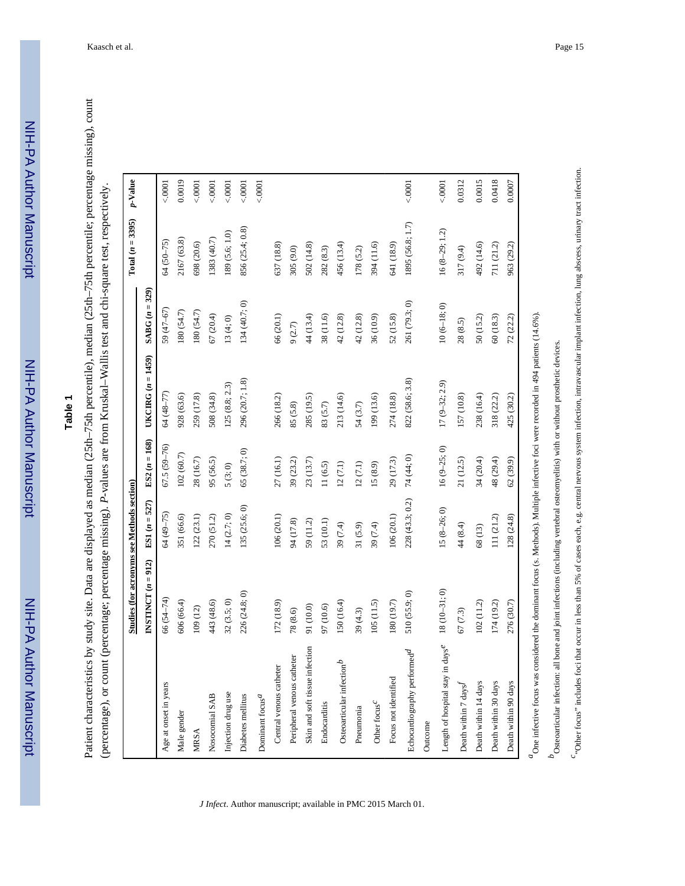## Table 1

Patient characteristics by study site. Data are displayed as median (25th–75th percentile), median (25th–75th percentile; percentage missing), count (percentage), or count (percentage; percentage missing). *P*-values are from Kruskal–Wallis test and chi-square test, respectively.

| | Studies (for acronyms see Methods section) | | | | | Total ($n$ = 3395) | *p*-Value |
|---|---|---|---|---|---|---|---|
| | INSTINCT ($n$ = 912) | ES1 ($n$ = 527) | ES2 ($n$ = 168) | UKCIRG ($n$ = 1459) | SABG ($n$ = 329) | | |
| Age at onset in years | 66 (54–74) | 64 (49–75) | 67.5 (59–76) | 64 (48–77) | 59 (47–67) | 64 (50–75) | <.0001 |
| Male gender | 606 (66.4) | 351 (66.6) | 102 (60.7) | 928 (63.6) | 180 (54.7) | 2167 (63.8) | 0.0019 |
| MRSA | 109 (12) | 122 (23.1) | 28 (16.7) | 259 (17.8) | 180 (54.7) | 698 (20.6) | <.0001 |
| Nosocomial SAB | 443 (48.6) | 270 (51.2) | 95 (56.5) | 508 (34.8) | 67 (20.4) | 1383 (40.7) | <.0001 |
| Injection drug use | 32 (3.5; 0) | 14 (2.7; 0) | 5 (3; 0) | 125 (8.8; 2.3) | 13 (4; 0) | 189 (5.6; 1.0) | <.0001 |
| Diabetes mellitus | 226 (24.8; 0) | 135 (25.6; 0) | 65 (38.7; 0) | 296 (20.7; 1.8) | 134 (40.7; 0) | 856 (25.4; 0.8) | <.0001 |
| Dominant focus[a] | | | | | | | <.0001 |
| Central venous catheter | 172 (18.9) | 106 (20.1) | 27 (16.1) | 266 (18.2) | 66 (20.1) | 637 (18.8) | |
| Peripheral venous catheter | 78 (8.6) | 94 (17.8) | 39 (23.2) | 85 (5.8) | 9 (2.7) | 305 (9.0) | |
| Skin and soft tissue infection | 91 (10.0) | 59 (11.2) | 23 (13.7) | 285 (19.5) | 44 (13.4) | 502 (14.8) | |
| Endocarditis | 97 (10.6) | 53 (10.1) | 11 (6.5) | 83 (5.7) | 38 (11.6) | 282 (8.3) | |
| Osteoarticular infection[b] | 150 (16.4) | 39 (7.4) | 12 (7.1) | 213 (14.6) | 42 (12.8) | 456 (13.4) | |
| Pneumonia | 39 (4.3) | 31 (5.9) | 12 (7.1) | 54 (3.7) | 42 (12.8) | 178 (5.2) | |
| Other focus[c] | 105 (11.5) | 39 (7.4) | 15 (8.9) | 199 (13.6) | 36 (10.9) | 394 (11.6) | |
| Focus not identified | 180 (19.7) | 106 (20.1) | 29 (17.3) | 274 (18.8) | 52 (15.8) | 641 (18.9) | |
| Echocardiography performed[d] | 510 (55.9; 0) | 228 (43.3; 0.2) | 74 (44; 0) | 822 (58.6; 3.8) | 261 (79.3; 0) | 1895 (56.8; 1.7) | <.0001 |
| Outcome | | | | | | | |
| Length of hospital stay in days[e] | 18 (10–31; 0) | 15 (8–26; 0) | 16 (9–25; 0) | 17 (9–32; 2.9) | 10 (6–18; 0) | 16 (8–29; 1.2) | <.0001 |
| Death within 7 days[f] | 67 (7.3) | 44 (8.4) | 21 (12.5) | 157 (10.8) | 28 (8.5) | 317 (9.4) | 0.0312 |
| Death within 14 days | 102 (11.2) | 68 (13) | 34 (20.4) | 238 (16.4) | 50 (15.2) | 492 (14.6) | 0.0015 |
| Death within 30 days | 174 (19.2) | 111 (21.2) | 48 (29.4) | 318 (22.2) | 60 (18.3) | 711 (21.2) | 0.0418 |
| Death within 90 days | 276 (30.7) | 128 (24.8) | 62 (39.9) | 425 (30.2) | 72 (22.2) | 963 (29.2) | 0.0007 |

[a] One infective focus was considered the dominant focus (s. Methods). Multiple infective foci were recorded in 494 patients (14.6%).

[b] Osteoarticular infection: all bone and joint infections (including vertebral osteomyelitis) with or without prosthetic devices.

[c] "Other focus" includes foci that occur in less than 5% of cases each, e.g. central nervous system infection, intravascular implant infection, lung abscess, urinary tract infection.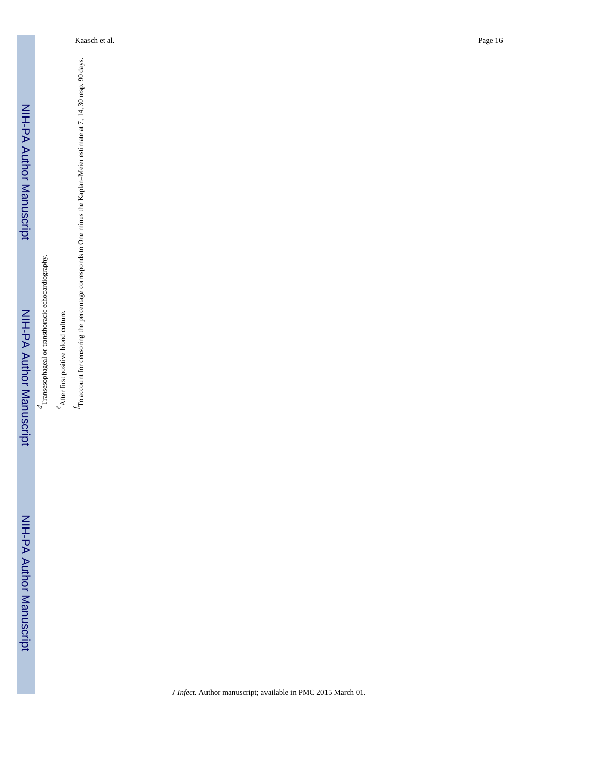[d] Transesophageal or transthoracic echocardiography.

[e] After first positive blood culture.

[f] To account for censoring the percentage corresponds to One minus the Kaplan–Meier estimate at 7, 14, 30 resp. 90 days.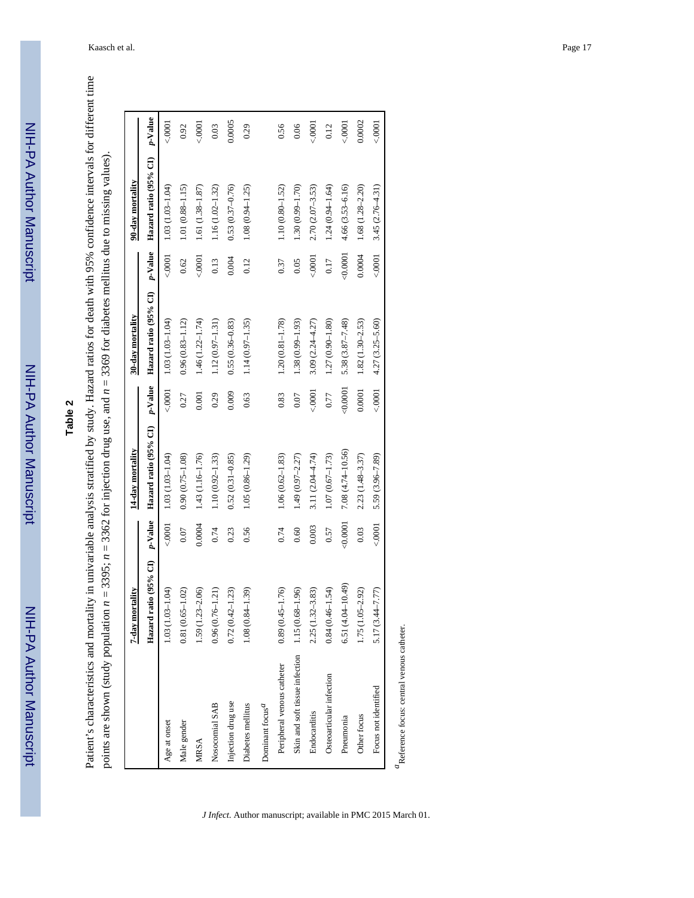**Table 2**

Patient's characteristics and mortality in univariable analysis stratified by study. Hazard ratios for death with 95% confidence intervals for different time points are shown (study population $n = 3395$; $n = 3362$ for injection drug use, and $n = 3369$ for diabetes mellitus due to missing values).

| | 7-day mortality | | 14-day mortality | | 30-day mortality | | 90-day mortality | |
|---|---|---|---|---|---|---|---|---|
| | Hazard ratio (95% CI) | *p*-Value | Hazard ratio (95% CI) | *p*-Value | Hazard ratio (95% CI) | *p*-Value | Hazard ratio (95% CI) | *p*-Value |
| Age at onset | 1.03 (1.03–1.04) | <.0001 | 1.03 (1.03–1.04) | <.0001 | 1.03 (1.03–1.04) | <.0001 | 1.03 (1.03–1.04) | <.0001 |
| Male gender | 0.81 (0.65–1.02) | 0.07 | 0.90 (0.75–1.08) | 0.27 | 0.96 (0.83–1.12) | 0.62 | 1.01 (0.88–1.15) | 0.92 |
| MRSA | 1.59 (1.23–2.06) | 0.0004 | 1.43 (1.16–1.76) | 0.001 | 1.46 (1.22–1.74) | <.0001 | 1.61 (1.38–1.87) | <.0001 |
| Nosocomial SAB | 0.96 (0.76–1.21) | 0.74 | 1.10 (0.92–1.33) | 0.29 | 1.12 (0.97–1.31) | 0.13 | 1.16 (1.02–1.32) | 0.03 |
| Injection drug use | 0.72 (0.42–1.23) | 0.23 | 0.52 (0.31–0.85) | 0.009 | 0.55 (0.36–0.83) | 0.004 | 0.53 (0.37–0.76) | 0.0005 |
| Diabetes mellitus | 1.08 (0.84–1.39) | 0.56 | 1.05 (0.86–1.29) | 0.63 | 1.14 (0.97–1.35) | 0.12 | 1.08 (0.94–1.25) | 0.29 |
| Dominant focus[a] | | | | | | | | |
| Peripheral venous catheter | 0.89 (0.45–1.76) | 0.74 | 1.06 (0.62–1.83) | 0.83 | 1.20 (0.81–1.78) | 0.37 | 1.10 (0.80–1.52) | 0.56 |
| Skin and soft tissue infection | 1.15 (0.68–1.96) | 0.60 | 1.49 (0.97–2.27) | 0.07 | 1.38 (0.99–1.93) | 0.05 | 1.30 (0.99–1.70) | 0.06 |
| Endocarditis | 2.25 (1.32–3.83) | 0.003 | 3.11 (2.04–4.74) | <.0001 | 3.09 (2.24–4.27) | <.0001 | 2.70 (2.07–3.53) | <.0001 |
| Osteoarticular infection | 0.84 (0.46–1.54) | 0.57 | 1.07 (0.67–1.73) | 0.77 | 1.27 (0.90–1.80) | 0.17 | 1.24 (0.94–1.64) | 0.12 |
| Pneumonia | 6.51 (4.04–10.49) | <0.0001 | 7.08 (4.74–10.56) | <0.0001 | 5.38 (3.87–7.48) | <0.0001 | 4.66 (3.53–6.16) | <.0001 |
| Other focus | 1.75 (1.05–2.92) | 0.03 | 2.23 (1.48–3.37) | 0.0001 | 1.82 (1.30–2.53) | 0.0004 | 1.68 (1.28–2.20) | 0.0002 |
| Focus not identified | 5.17 (3.44–7.77) | <.0001 | 5.59 (3.96–7.89) | <.0001 | 4.27 (3.25–5.60) | <.0001 | 3.45 (2.76–4.31) | <.0001 |

[a]Reference focus: central venous catheter.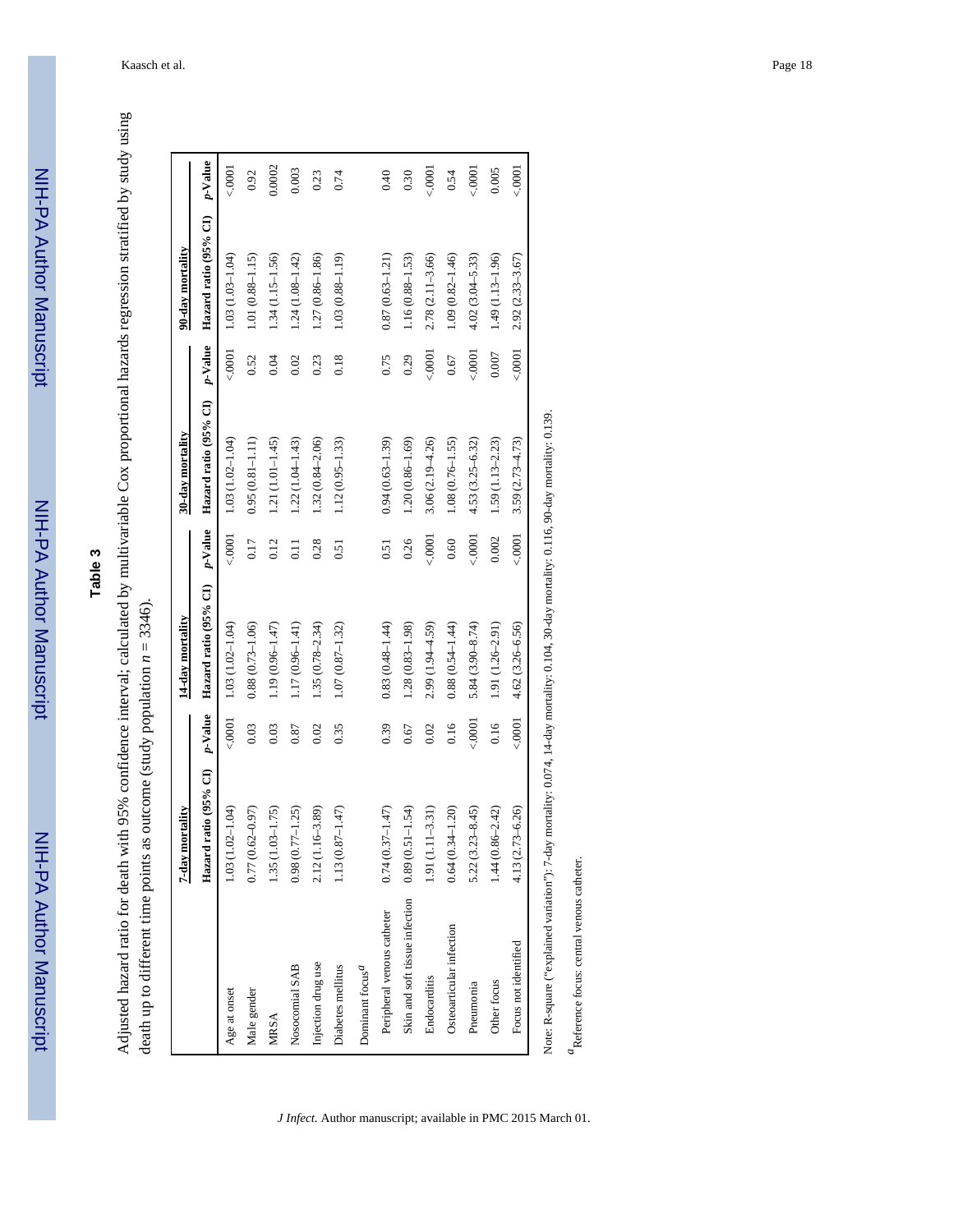## Table 3

Adjusted hazard ratio for death with 95% confidence interval; calculated by multivariable Cox proportional hazards regression stratified by study using death up to different time points as outcome (study population $n$ = 3346).

| | 7-day mortality | | 14-day mortality | | 30-day mortality | | 90-day mortality | |
|---|---|---|---|---|---|---|---|---|
| | Hazard ratio (95% CI) | *p*-Value | Hazard ratio (95% CI) | *p*-Value | Hazard ratio (95% CI) | *p*-Value | Hazard ratio (95% CI) | *p*-Value |
| Age at onset | 1.03 (1.02–1.04) | <.0001 | 1.03 (1.02–1.04) | <.0001 | 1.03 (1.02–1.04) | <.0001 | 1.03 (1.03–1.04) | <.0001 |
| Male gender | 0.77 (0.62–0.97) | 0.03 | 0.88 (0.73–1.06) | 0.17 | 0.95 (0.81–1.11) | 0.52 | 1.01 (0.88–1.15) | 0.92 |
| MRSA | 1.35 (1.03–1.75) | 0.03 | 1.19 (0.96–1.47) | 0.12 | 1.21 (1.01–1.45) | 0.04 | 1.34 (1.15–1.56) | 0.0002 |
| Nosocomial SAB | 0.98 (0.77–1.25) | 0.87 | 1.17 (0.96–1.41) | 0.11 | 1.22 (1.04–1.43) | 0.02 | 1.24 (1.08–1.42) | 0.003 |
| Injection drug use | 2.12 (1.16–3.89) | 0.02 | 1.35 (0.78–2.34) | 0.28 | 1.32 (0.84–2.06) | 0.23 | 1.27 (0.86–1.86) | 0.23 |
| Diabetes mellitus | 1.13 (0.87–1.47) | 0.35 | 1.07 (0.87–1.32) | 0.51 | 1.12 (0.95–1.33) | 0.18 | 1.03 (0.88–1.19) | 0.74 |
| Dominant focus[a] | | | | | | | | |
| Peripheral venous catheter | 0.74 (0.37–1.47) | 0.39 | 0.83 (0.48–1.44) | 0.51 | 0.94 (0.63–1.39) | 0.75 | 0.87 (0.63–1.21) | 0.40 |
| Skin and soft tissue infection | 0.89 (0.51–1.54) | 0.67 | 1.28 (0.83–1.98) | 0.26 | 1.20 (0.86–1.69) | 0.29 | 1.16 (0.88–1.53) | 0.30 |
| Endocarditis | 1.91 (1.11–3.31) | 0.02 | 2.99 (1.94–4.59) | <.0001 | 3.06 (2.19–4.26) | <.0001 | 2.78 (2.11–3.66) | <.0001 |
| Osteoarticular infection | 0.64 (0.34–1.20) | 0.16 | 0.88 (0.54–1.44) | 0.60 | 1.08 (0.76–1.55) | 0.67 | 1.09 (0.82–1.46) | 0.54 |
| Pneumonia | 5.22 (3.23–8.45) | <.0001 | 5.84 (3.90–8.74) | <.0001 | 4.53 (3.25–6.32) | <.0001 | 4.02 (3.04–5.33) | <.0001 |
| Other focus | 1.44 (0.86–2.42) | 0.16 | 1.91 (1.26–2.91) | 0.002 | 1.59 (1.13–2.23) | 0.007 | 1.49 (1.13–1.96) | 0.005 |
| Focus not identified | 4.13 (2.73–6.26) | <.0001 | 4.62 (3.26–6.56) | <.0001 | 3.59 (2.73–4.73) | <.0001 | 2.92 (2.33–3.67) | <.0001 |

Note: R-square ("explained variation"): 7-day mortality: 0.074, 14-day mortality: 0.104, 30-day mortality: 0.116, 90-day mortality: 0.139.

[a]Reference focus: central venous catheter.